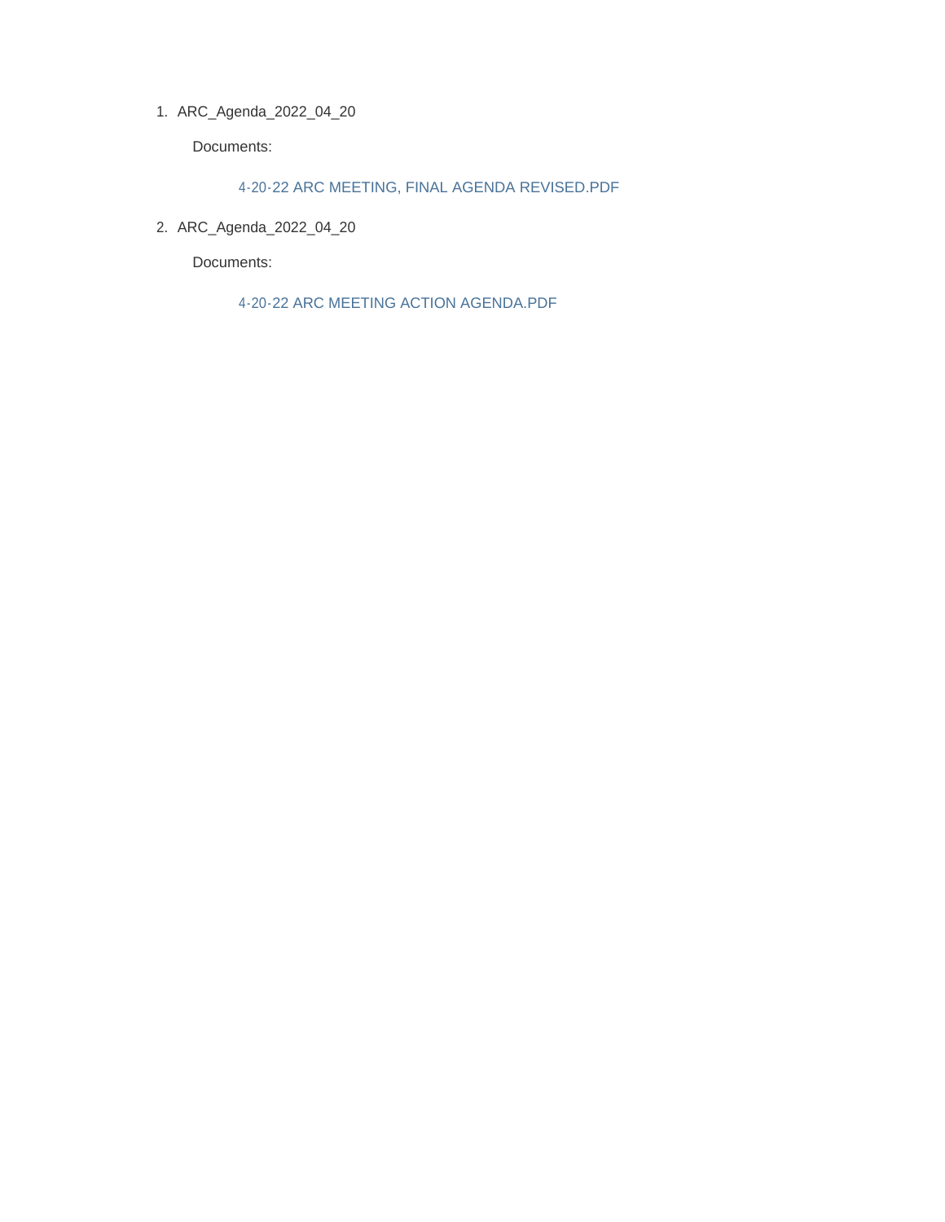1. ARC_Agenda_2022_04_20

   Documents:

   4-20-22 ARC MEETING, FINAL AGENDA REVISED.PDF

2. ARC_Agenda_2022_04_20

   Documents:

   4-20-22 ARC MEETING ACTION AGENDA.PDF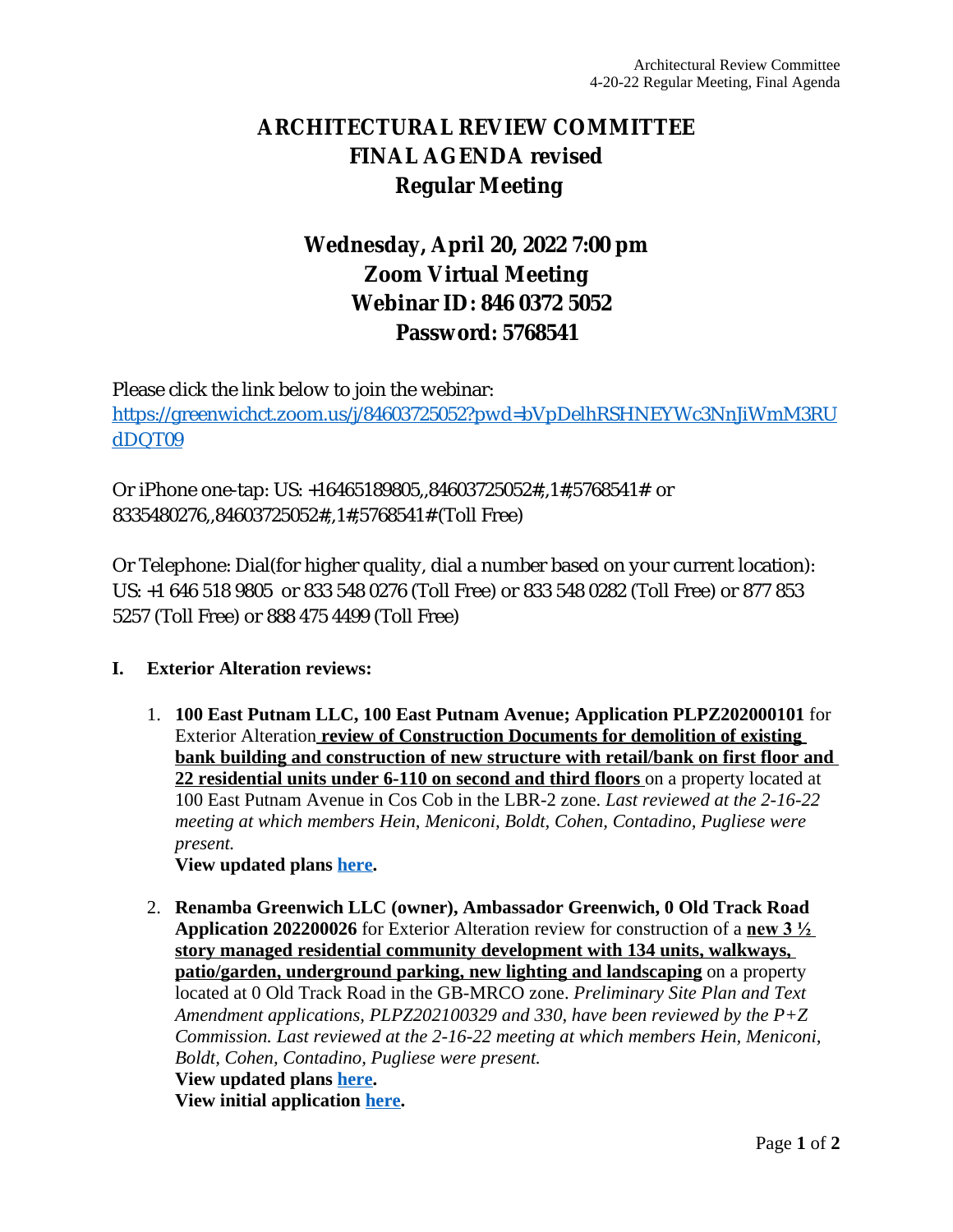# ARCHITECTURAL REVIEW COMMITTEE
# FINAL AGENDA revised
# Regular Meeting

## Wednesday, April 20, 2022 7:00 pm
## Zoom Virtual Meeting
## Webinar ID: 846 0372 5052
## Password: 5768541

Please click the link below to join the webinar:
https://greenwichct.zoom.us/j/84603725052?pwd=bVpDelhRSHNEYWc3NnJiWmM3RUdDQT09

Or iPhone one-tap: US: +16465189805,,84603725052#,,1#,5768541# or 8335480276,,84603725052#,,1#,5768541# (Toll Free)

Or Telephone: Dial(for higher quality, dial a number based on your current location):
US: +1 646 518 9805 or 833 548 0276 (Toll Free) or 833 548 0282 (Toll Free) or 877 853 5257 (Toll Free) or 888 475 4499 (Toll Free)

**I. Exterior Alteration reviews:**

1. **100 East Putnam LLC, 100 East Putnam Avenue; Application PLPZ202000101** for Exterior Alteration **review of Construction Documents for demolition of existing bank building and construction of new structure with retail/bank on first floor and 22 residential units under 6-110 on second and third floors** on a property located at 100 East Putnam Avenue in Cos Cob in the LBR-2 zone. *Last reviewed at the 2-16-22 meeting at which members Hein, Meniconi, Boldt, Cohen, Contadino, Pugliese were present.*
   **View updated plans here.**

2. **Renamba Greenwich LLC (owner), Ambassador Greenwich, 0 Old Track Road Application 202200026** for Exterior Alteration review for construction of a **new 3 ½ story managed residential community development with 134 units, walkways, patio/garden, underground parking, new lighting and landscaping** on a property located at 0 Old Track Road in the GB-MRCO zone. *Preliminary Site Plan and Text Amendment applications, PLPZ202100329 and 330, have been reviewed by the P+Z Commission. Last reviewed at the 2-16-22 meeting at which members Hein, Meniconi, Boldt, Cohen, Contadino, Pugliese were present.*
   **View updated plans here.**
   **View initial application here.**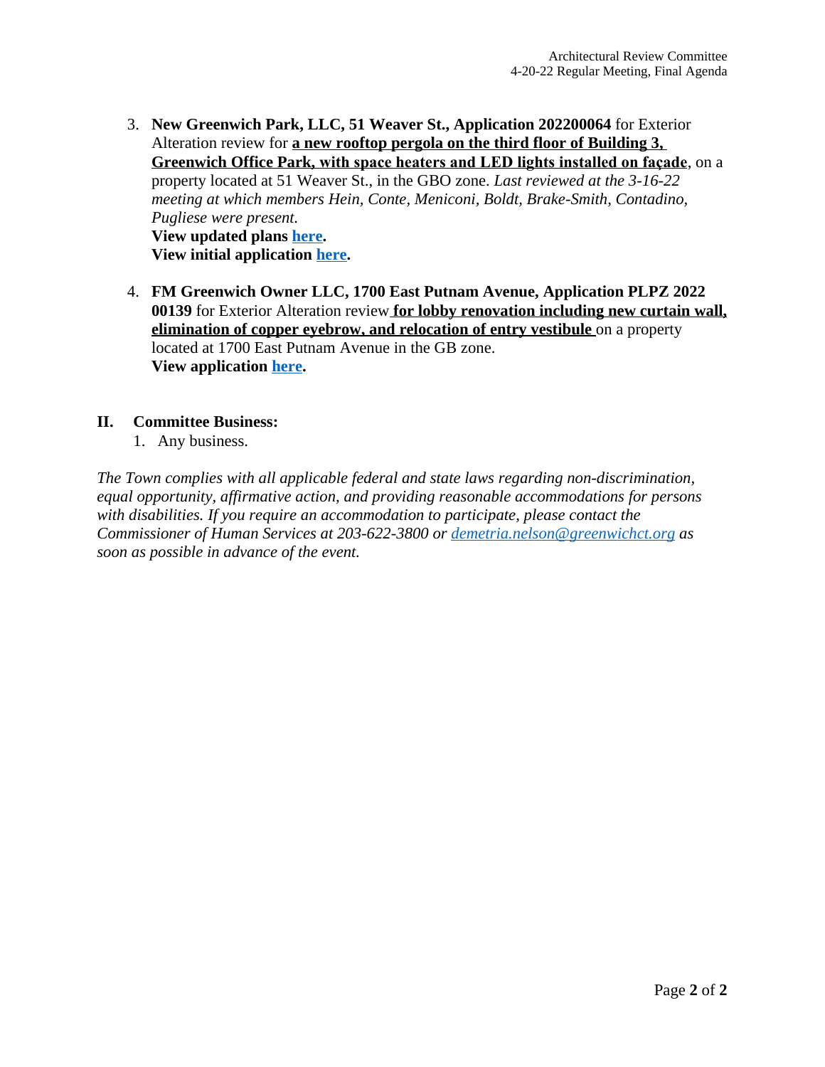3. **New Greenwich Park, LLC, 51 Weaver St., Application 202200064** for Exterior Alteration review for **a new rooftop pergola on the third floor of Building 3, Greenwich Office Park, with space heaters and LED lights installed on façade**, on a property located at 51 Weaver St., in the GBO zone. *Last reviewed at the 3-16-22 meeting at which members Hein, Conte, Meniconi, Boldt, Brake-Smith, Contadino, Pugliese were present.*
   **View updated plans here.**
   **View initial application here.**

4. **FM Greenwich Owner LLC, 1700 East Putnam Avenue, Application PLPZ 2022 00139** for Exterior Alteration review **for lobby renovation including new curtain wall, elimination of copper eyebrow, and relocation of entry vestibule** on a property located at 1700 East Putnam Avenue in the GB zone.
   **View application here.**

## II. Committee Business:

1. Any business.

*The Town complies with all applicable federal and state laws regarding non-discrimination, equal opportunity, affirmative action, and providing reasonable accommodations for persons with disabilities. If you require an accommodation to participate, please contact the Commissioner of Human Services at 203-622-3800 or demetria.nelson@greenwichct.org as soon as possible in advance of the event.*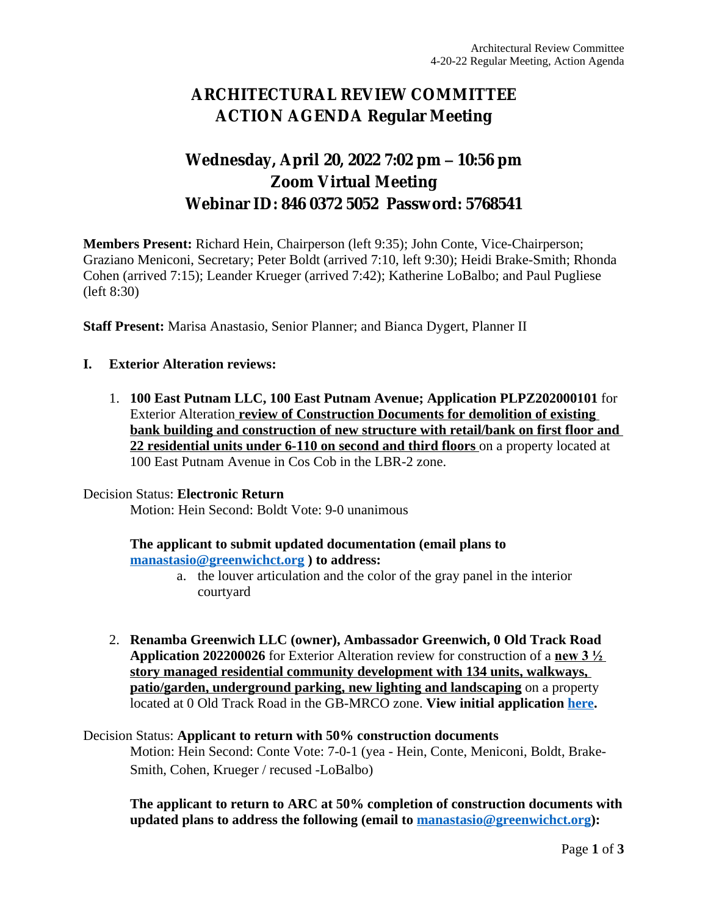# ARCHITECTURAL REVIEW COMMITTEE ACTION AGENDA Regular Meeting

## Wednesday, April 20, 2022 7:02 pm – 10:56 pm Zoom Virtual Meeting Webinar ID: 846 0372 5052 Password: 5768541

**Members Present:** Richard Hein, Chairperson (left 9:35); John Conte, Vice-Chairperson; Graziano Meniconi, Secretary; Peter Boldt (arrived 7:10, left 9:30); Heidi Brake-Smith; Rhonda Cohen (arrived 7:15); Leander Krueger (arrived 7:42); Katherine LoBalbo; and Paul Pugliese (left 8:30)

**Staff Present:** Marisa Anastasio, Senior Planner; and Bianca Dygert, Planner II

**I. Exterior Alteration reviews:**

1. **100 East Putnam LLC, 100 East Putnam Avenue; Application PLPZ202000101** for Exterior Alteration **review of Construction Documents for demolition of existing bank building and construction of new structure with retail/bank on first floor and 22 residential units under 6-110 on second and third floors** on a property located at 100 East Putnam Avenue in Cos Cob in the LBR-2 zone.

Decision Status: **Electronic Return**

Motion: Hein Second: Boldt Vote: 9-0 unanimous

**The applicant to submit updated documentation (email plans to [manastasio@greenwichct.org](mailto:manastasio@greenwichct.org) ) to address:**

a. the louver articulation and the color of the gray panel in the interior courtyard

2. **Renamba Greenwich LLC (owner), Ambassador Greenwich, 0 Old Track Road Application 202200026** for Exterior Alteration review for construction of a **new 3 ½ story managed residential community development with 134 units, walkways, patio/garden, underground parking, new lighting and landscaping** on a property located at 0 Old Track Road in the GB-MRCO zone. **View initial application [here](#).**

Decision Status: **Applicant to return with 50% construction documents**

Motion: Hein Second: Conte Vote: 7-0-1 (yea - Hein, Conte, Meniconi, Boldt, Brake-Smith, Cohen, Krueger / recused -LoBalbo)

**The applicant to return to ARC at 50% completion of construction documents with updated plans to address the following (email to [manastasio@greenwichct.org](mailto:manastasio@greenwichct.org)):**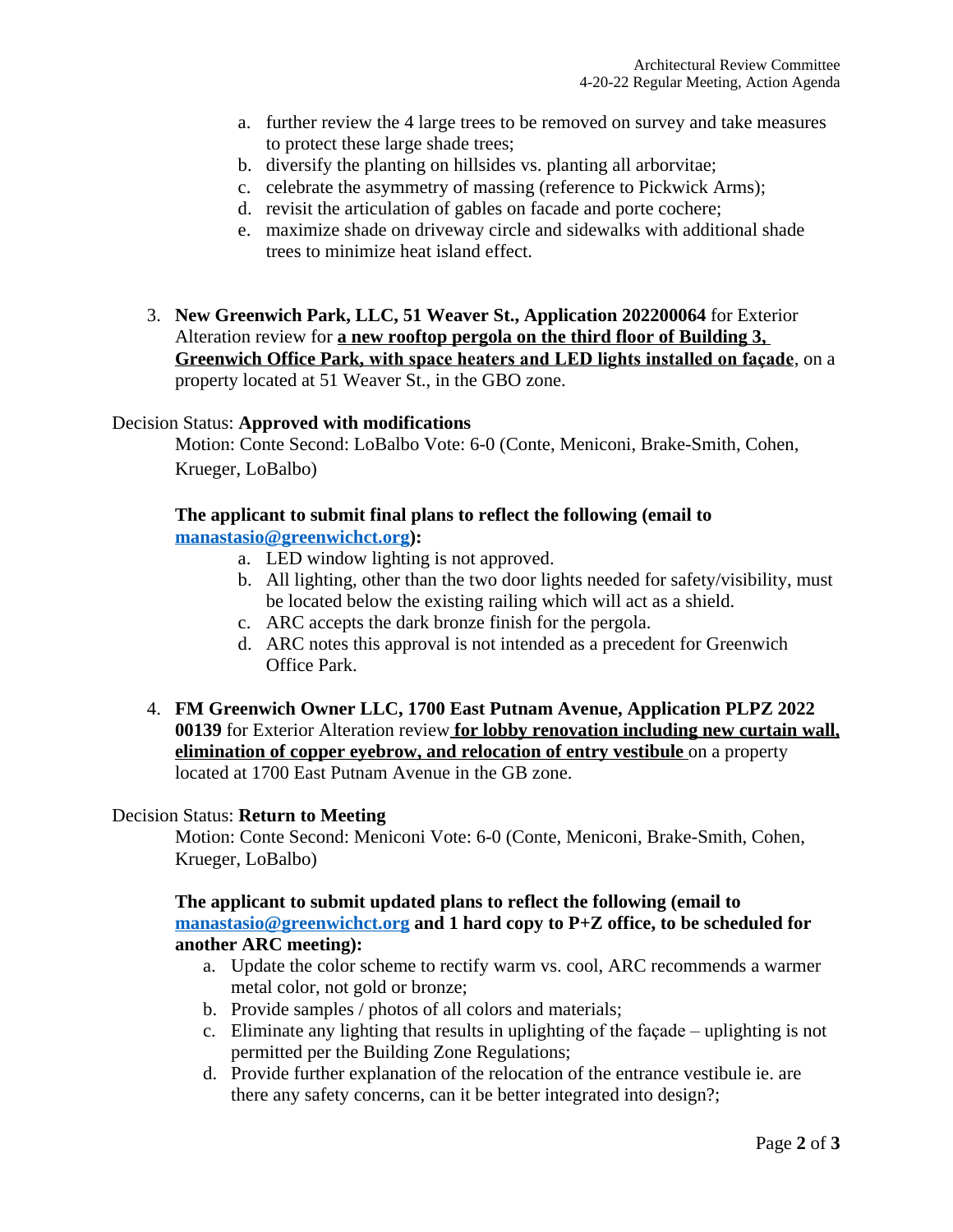a. further review the 4 large trees to be removed on survey and take measures to protect these large shade trees;
b. diversify the planting on hillsides vs. planting all arborvitae;
c. celebrate the asymmetry of massing (reference to Pickwick Arms);
d. revisit the articulation of gables on facade and porte cochere;
e. maximize shade on driveway circle and sidewalks with additional shade trees to minimize heat island effect.

3. **New Greenwich Park, LLC, 51 Weaver St., Application 202200064** for Exterior Alteration review for **a new rooftop pergola on the third floor of Building 3, Greenwich Office Park, with space heaters and LED lights installed on façade**, on a property located at 51 Weaver St., in the GBO zone.

Decision Status: **Approved with modifications**

Motion: Conte Second: LoBalbo Vote: 6-0 (Conte, Meniconi, Brake-Smith, Cohen, Krueger, LoBalbo)

**The applicant to submit final plans to reflect the following (email to manastasio@greenwichct.org):**

a. LED window lighting is not approved.
b. All lighting, other than the two door lights needed for safety/visibility, must be located below the existing railing which will act as a shield.
c. ARC accepts the dark bronze finish for the pergola.
d. ARC notes this approval is not intended as a precedent for Greenwich Office Park.

4. **FM Greenwich Owner LLC, 1700 East Putnam Avenue, Application PLPZ 2022 00139** for Exterior Alteration review **for lobby renovation including new curtain wall, elimination of copper eyebrow, and relocation of entry vestibule** on a property located at 1700 East Putnam Avenue in the GB zone.

Decision Status: **Return to Meeting**

Motion: Conte Second: Meniconi Vote: 6-0 (Conte, Meniconi, Brake-Smith, Cohen, Krueger, LoBalbo)

**The applicant to submit updated plans to reflect the following (email to manastasio@greenwichct.org and 1 hard copy to P+Z office, to be scheduled for another ARC meeting):**

a. Update the color scheme to rectify warm vs. cool, ARC recommends a warmer metal color, not gold or bronze;
b. Provide samples / photos of all colors and materials;
c. Eliminate any lighting that results in uplighting of the façade – uplighting is not permitted per the Building Zone Regulations;
d. Provide further explanation of the relocation of the entrance vestibule ie. are there any safety concerns, can it be better integrated into design?;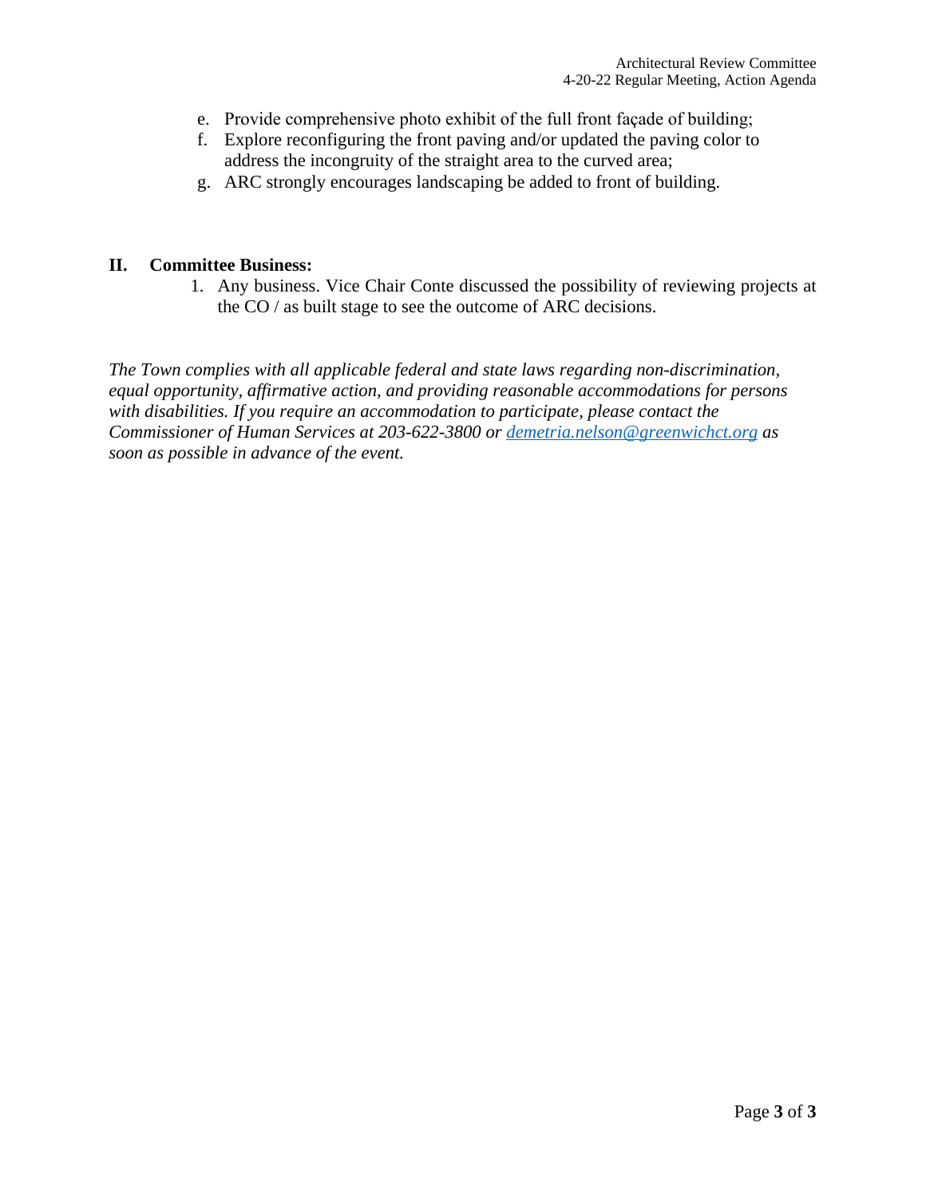e. Provide comprehensive photo exhibit of the full front façade of building;
f. Explore reconfiguring the front paving and/or updated the paving color to address the incongruity of the straight area to the curved area;
g. ARC strongly encourages landscaping be added to front of building.

## II. Committee Business:

1. Any business. Vice Chair Conte discussed the possibility of reviewing projects at the CO / as built stage to see the outcome of ARC decisions.

*The Town complies with all applicable federal and state laws regarding non-discrimination, equal opportunity, affirmative action, and providing reasonable accommodations for persons with disabilities. If you require an accommodation to participate, please contact the Commissioner of Human Services at 203-622-3800 or [demetria.nelson@greenwichct.org](mailto:demetria.nelson@greenwichct.org) as soon as possible in advance of the event.*